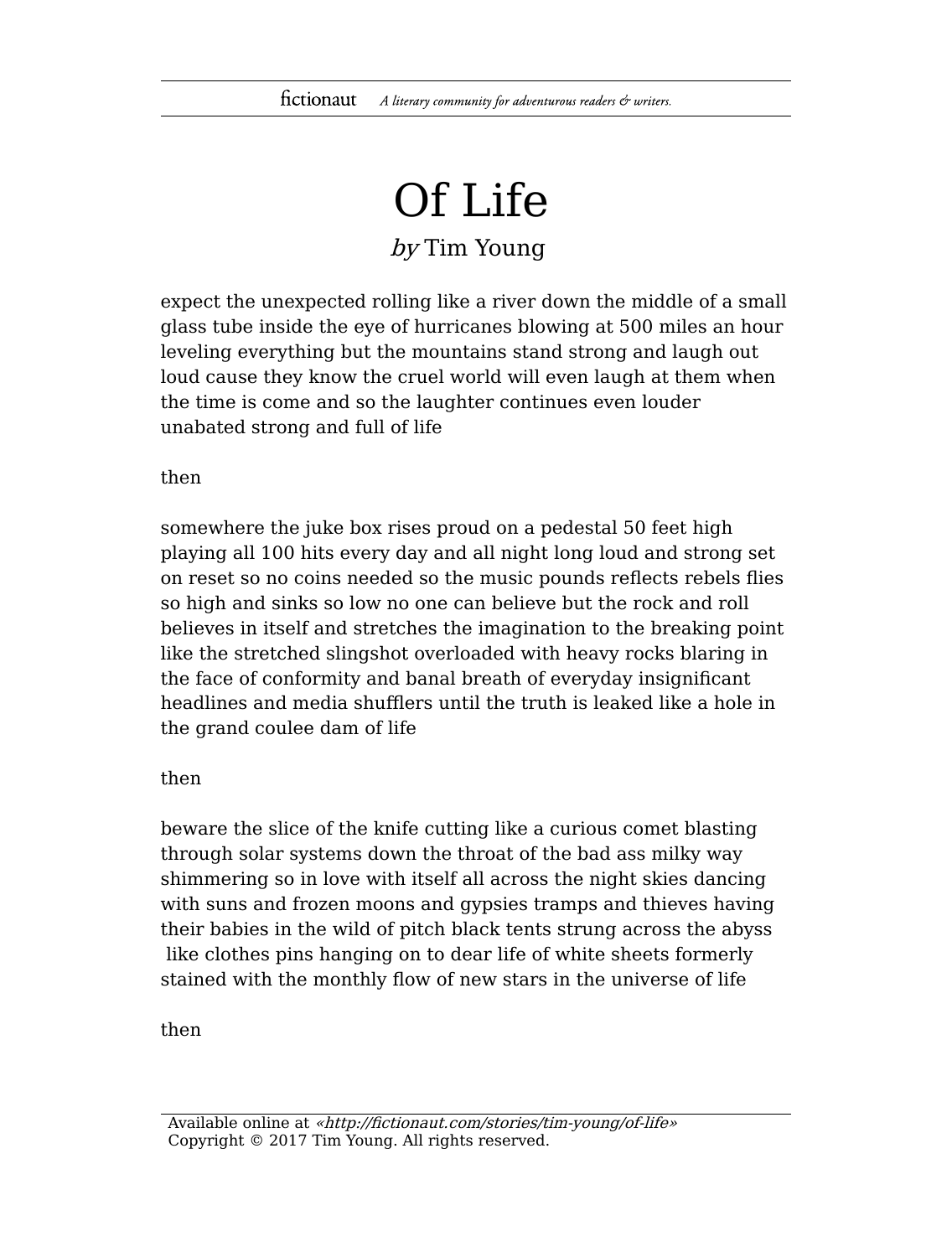# Of Life

*by* Tim Young

expect the unexpected rolling like a river down the middle of a small glass tube inside the eye of hurricanes blowing at 500 miles an hour leveling everything but the mountains stand strong and laugh out loud cause they know the cruel world will even laugh at them when the time is come and so the laughter continues even louder unabated strong and full of life

then

somewhere the juke box rises proud on a pedestal 50 feet high playing all 100 hits every day and all night long loud and strong set on reset so no coins needed so the music pounds reflects rebels flies so high and sinks so low no one can believe but the rock and roll believes in itself and stretches the imagination to the breaking point like the stretched slingshot overloaded with heavy rocks blaring in the face of conformity and banal breath of everyday insignificant headlines and media shufflers until the truth is leaked like a hole in the grand coulee dam of life

then

beware the slice of the knife cutting like a curious comet blasting through solar systems down the throat of the bad ass milky way shimmering so in love with itself all across the night skies dancing with suns and frozen moons and gypsies tramps and thieves having their babies in the wild of pitch black tents strung across the abyss like clothes pins hanging on to dear life of white sheets formerly stained with the monthly flow of new stars in the universe of life

then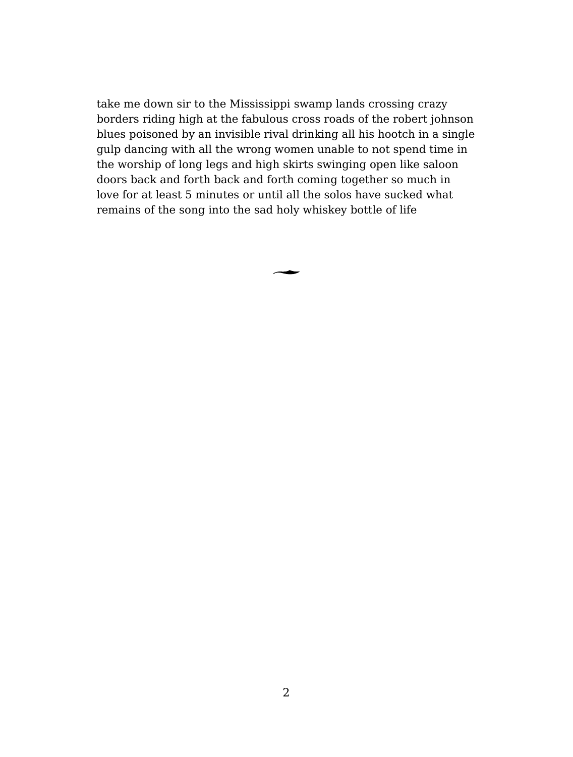take me down sir to the Mississippi swamp lands crossing crazy borders riding high at the fabulous cross roads of the robert johnson blues poisoned by an invisible rival drinking all his hootch in a single gulp dancing with all the wrong women unable to not spend time in the worship of long legs and high skirts swinging open like saloon doors back and forth back and forth coming together so much in love for at least 5 minutes or until all the solos have sucked what remains of the song into the sad holy whiskey bottle of life